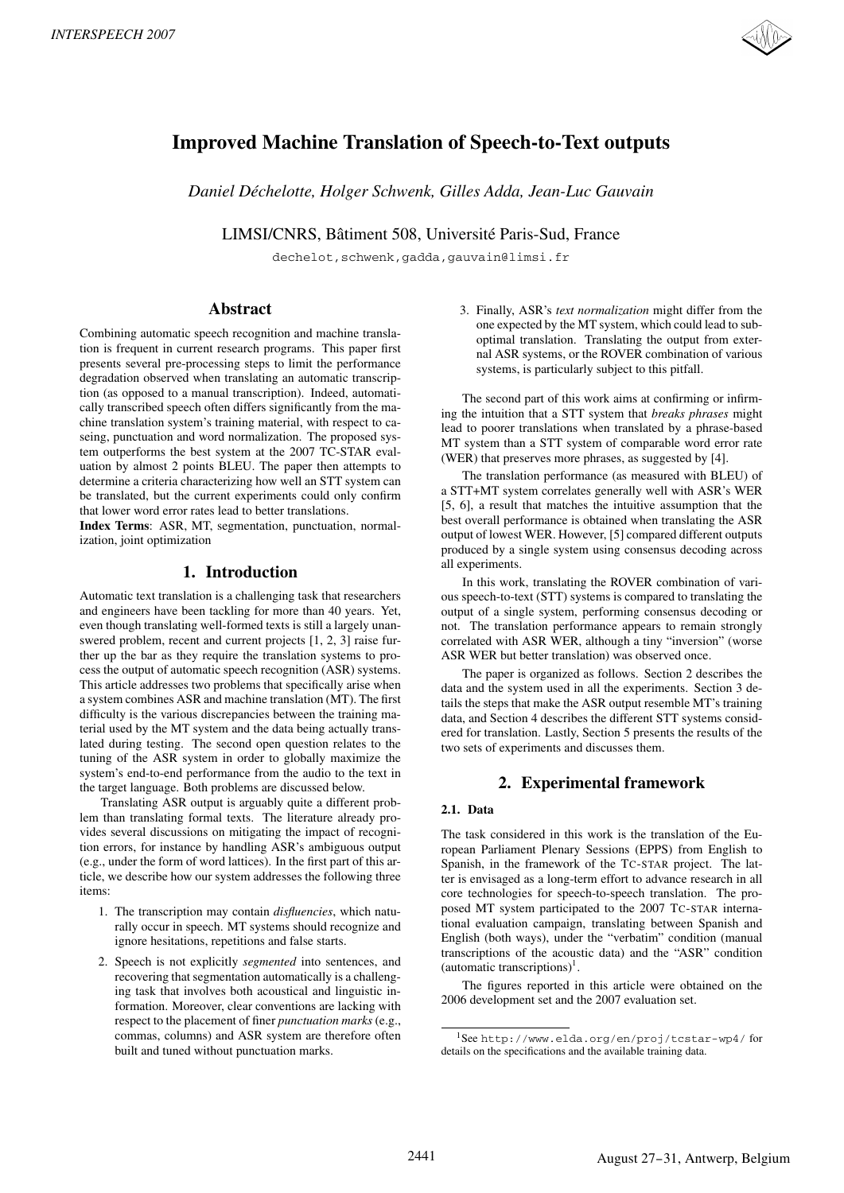# Improved Machine Translation of Speech-to-Text outputs

*Daniel Déchelotte, Holger Schwenk, Gilles Adda, Jean-Luc Gauvain*

LIMSI/CNRS, Bâtiment 508, Université Paris-Sud, France

dechelot,schwenk,gadda,gauvain@limsi.fr

## Abstract

Combining automatic speech recognition and machine translation is frequent in current research programs. This paper first presents several pre-processing steps to limit the performance degradation observed when translating an automatic transcription (as opposed to a manual transcription). Indeed, automatically transcribed speech often differs significantly from the machine translation system's training material, with respect to caseing, punctuation and word normalization. The proposed system outperforms the best system at the 2007 TC-STAR evaluation by almost 2 points BLEU. The paper then attempts to determine a criteria characterizing how well an STT system can be translated, but the current experiments could only confirm that lower word error rates lead to better translations.

**Index Terms**: ASR, MT, segmentation, punctuation, normalization, joint optimization

## 1. Introduction

Automatic text translation is a challenging task that researchers and engineers have been tackling for more than 40 years. Yet, even though translating well-formed texts is still a largely unanswered problem, recent and current projects [1, 2, 3] raise further up the bar as they require the translation systems to process the output of automatic speech recognition (ASR) systems. This article addresses two problems that specifically arise when a system combines ASR and machine translation (MT). The first difficulty is the various discrepancies between the training material used by the MT system and the data being actually translated during testing. The second open question relates to the tuning of the ASR system in order to globally maximize the system's end-to-end performance from the audio to the text in the target language. Both problems are discussed below.

Translating ASR output is arguably quite a different problem than translating formal texts. The literature already provides several discussions on mitigating the impact of recognition errors, for instance by handling ASR's ambiguous output (e.g., under the form of word lattices). In the first part of this article, we describe how our system addresses the following three items:

1. The transcription may contain *disfluencies*, which naturally occur in speech. MT systems should recognize and ignore hesitations, repetitions and false starts.
2. Speech is not explicitly *segmented* into sentences, and recovering that segmentation automatically is a challenging task that involves both acoustical and linguistic information. Moreover, clear conventions are lacking with respect to the placement of finer *punctuation marks* (e.g., commas, columns) and ASR system are therefore often built and tuned without punctuation marks.
3. Finally, ASR's *text normalization* might differ from the one expected by the MT system, which could lead to suboptimal translation. Translating the output from external ASR systems, or the ROVER combination of various systems, is particularly subject to this pitfall.

The second part of this work aims at confirming or infirming the intuition that a STT system that *breaks phrases* might lead to poorer translations when translated by a phrase-based MT system than a STT system of comparable word error rate (WER) that preserves more phrases, as suggested by [4].

The translation performance (as measured with BLEU) of a STT+MT system correlates generally well with ASR's WER [5, 6], a result that matches the intuitive assumption that the best overall performance is obtained when translating the ASR output of lowest WER. However, [5] compared different outputs produced by a single system using consensus decoding across all experiments.

In this work, translating the ROVER combination of various speech-to-text (STT) systems is compared to translating the output of a single system, performing consensus decoding or not. The translation performance appears to remain strongly correlated with ASR WER, although a tiny "inversion" (worse ASR WER but better translation) was observed once.

The paper is organized as follows. Section 2 describes the data and the system used in all the experiments. Section 3 details the steps that make the ASR output resemble MT's training data, and Section 4 describes the different STT systems considered for translation. Lastly, Section 5 presents the results of the two sets of experiments and discusses them.

## 2. Experimental framework

### 2.1. Data

The task considered in this work is the translation of the European Parliament Plenary Sessions (EPPS) from English to Spanish, in the framework of the TC-STAR project. The latter is envisaged as a long-term effort to advance research in all core technologies for speech-to-speech translation. The proposed MT system participated to the 2007 TC-STAR international evaluation campaign, translating between Spanish and English (both ways), under the "verbatim" condition (manual transcriptions of the acoustic data) and the "ASR" condition (automatic transcriptions)[1].

The figures reported in this article were obtained on the 2006 development set and the 2007 evaluation set.

[1] See http://www.elda.org/en/proj/tcstar-wp4/ for details on the specifications and the available training data.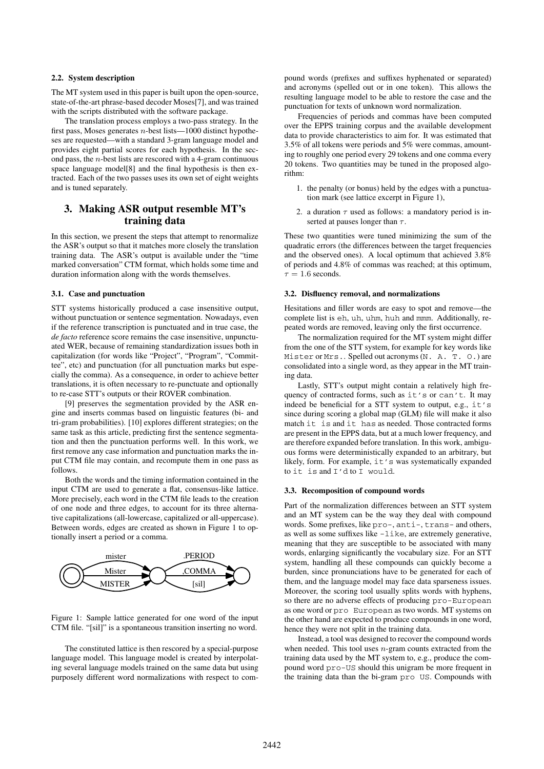### 2.2. System description

The MT system used in this paper is built upon the open-source, state-of-the-art phrase-based decoder Moses[7], and was trained with the scripts distributed with the software package.

The translation process employs a two-pass strategy. In the first pass, Moses generates $n$-best lists—1000 distinct hypotheses are requested—with a standard 3-gram language model and provides eight partial scores for each hypothesis. In the second pass, the $n$-best lists are rescored with a 4-gram continuous space language model[8] and the final hypothesis is then extracted. Each of the two passes uses its own set of eight weights and is tuned separately.

## 3. Making ASR output resemble MT's training data

In this section, we present the steps that attempt to renormalize the ASR's output so that it matches more closely the translation training data. The ASR's output is available under the "time marked conversation" CTM format, which holds some time and duration information along with the words themselves.

### 3.1. Case and punctuation

STT systems historically produced a case insensitive output, without punctuation or sentence segmentation. Nowadays, even if the reference transcription is punctuated and in true case, the *de facto* reference score remains the case insensitive, unpunctuated WER, because of remaining standardization issues both in capitalization (for words like "Project", "Program", "Committee", etc) and punctuation (for all punctuation marks but especially the comma). As a consequence, in order to achieve better translations, it is often necessary to re-punctuate and optionally to re-case STT's outputs or their ROVER combination.

[9] preserves the segmentation provided by the ASR engine and inserts commas based on linguistic features (bi- and tri-gram probabilities). [10] explores different strategies; on the same task as this article, predicting first the sentence segmentation and then the punctuation performs well. In this work, we first remove any case information and punctuation marks the input CTM file may contain, and recompute them in one pass as follows.

Both the words and the timing information contained in the input CTM are used to generate a flat, consensus-like lattice. More precisely, each word in the CTM file leads to the creation of one node and three edges, to account for its three alternative capitalizations (all-lowercase, capitalized or all-uppercase). Between words, edges are created as shown in Figure 1 to optionally insert a period or a comma.

mister / Mister / MISTER — .PERIOD / ,COMMA / [sil]

Figure 1: Sample lattice generated for one word of the input CTM file. "[sil]" is a spontaneous transition inserting no word.

The constituted lattice is then rescored by a special-purpose language model. This language model is created by interpolating several language models trained on the same data but using purposely different word normalizations with respect to compound words (prefixes and suffixes hyphenated or separated) and acronyms (spelled out or in one token). This allows the resulting language model to be able to restore the case and the punctuation for texts of unknown word normalization.

Frequencies of periods and commas have been computed over the EPPS training corpus and the available development data to provide characteristics to aim for. It was estimated that 3.5% of all tokens were periods and 5% were commas, amounting to roughly one period every 29 tokens and one comma every 20 tokens. Two quantities may be tuned in the proposed algorithm:

1. the penalty (or bonus) held by the edges with a punctuation mark (see lattice excerpt in Figure 1),
2. a duration $\tau$ used as follows: a mandatory period is inserted at pauses longer than $\tau$.

These two quantities were tuned minimizing the sum of the quadratic errors (the differences between the target frequencies and the observed ones). A local optimum that achieved 3.8% of periods and 4.8% of commas was reached; at this optimum, $\tau = 1.6$ seconds.

### 3.2. Disfluency removal, and normalizations

Hesitations and filler words are easy to spot and remove—the complete list is `eh`, `uh`, `uhm`, `huh` and `mmm`. Additionally, repeated words are removed, leaving only the first occurrence.

The normalization required for the MT system might differ from the one of the STT system, for example for key words like `Mister` or `Mrs.`. Spelled out acronyms (`N. A. T. O.`) are consolidated into a single word, as they appear in the MT training data.

Lastly, STT's output might contain a relatively high frequency of contracted forms, such as `it's` or `can't`. It may indeed be beneficial for a STT system to output, e.g., `it's` since during scoring a global map (GLM) file will make it also match `it is` and `it has` as needed. Those contracted forms are present in the EPPS data, but at a much lower frequency, and are therefore expanded before translation. In this work, ambiguous forms were deterministically expanded to an arbitrary, but likely, form. For example, `it's` was systematically expanded to `it is` and `I'd` to `I would`.

### 3.3. Recomposition of compound words

Part of the normalization differences between an STT system and an MT system can be the way they deal with compound words. Some prefixes, like `pro-`, `anti-`, `trans-` and others, as well as some suffixes like `-like`, are extremely generative, meaning that they are susceptible to be associated with many words, enlarging significantly the vocabulary size. For an STT system, handling all these compounds can quickly become a burden, since pronunciations have to be generated for each of them, and the language model may face data sparseness issues. Moreover, the scoring tool usually splits words with hyphens, so there are no adverse effects of producing `pro-European` as one word or `pro European` as two words. MT systems on the other hand are expected to produce compounds in one word, hence they were not split in the training data.

Instead, a tool was designed to recover the compound words when needed. This tool uses $n$-gram counts extracted from the training data used by the MT system to, e.g., produce the compound word `pro-US` should this unigram be more frequent in the training data than the bi-gram `pro US`. Compounds with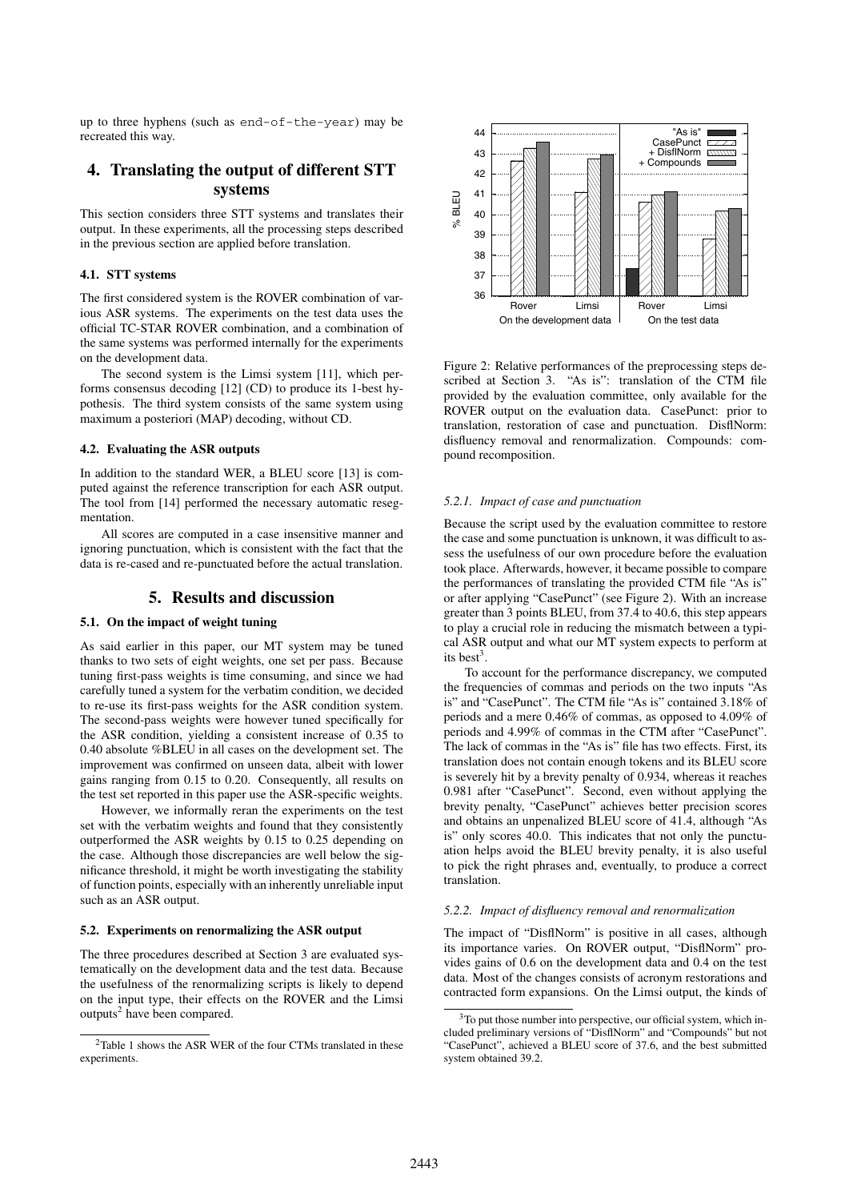up to three hyphens (such as end-of-the-year) may be recreated this way.

## 4. Translating the output of different STT systems

This section considers three STT systems and translates their output. In these experiments, all the processing steps described in the previous section are applied before translation.

### 4.1. STT systems

The first considered system is the ROVER combination of various ASR systems. The experiments on the test data uses the official TC-STAR ROVER combination, and a combination of the same systems was performed internally for the experiments on the development data.

The second system is the Limsi system [11], which performs consensus decoding [12] (CD) to produce its 1-best hypothesis. The third system consists of the same system using maximum a posteriori (MAP) decoding, without CD.

### 4.2. Evaluating the ASR outputs

In addition to the standard WER, a BLEU score [13] is computed against the reference transcription for each ASR output. The tool from [14] performed the necessary automatic resegmentation.

All scores are computed in a case insensitive manner and ignoring punctuation, which is consistent with the fact that the data is re-cased and re-punctuated before the actual translation.

## 5. Results and discussion

### 5.1. On the impact of weight tuning

As said earlier in this paper, our MT system may be tuned thanks to two sets of eight weights, one set per pass. Because tuning first-pass weights is time consuming, and since we had carefully tuned a system for the verbatim condition, we decided to re-use its first-pass weights for the ASR condition system. The second-pass weights were however tuned specifically for the ASR condition, yielding a consistent increase of 0.35 to 0.40 absolute %BLEU in all cases on the development set. The improvement was confirmed on unseen data, albeit with lower gains ranging from 0.15 to 0.20. Consequently, all results on the test set reported in this paper use the ASR-specific weights.

However, we informally reran the experiments on the test set with the verbatim weights and found that they consistently outperformed the ASR weights by 0.15 to 0.25 depending on the case. Although those discrepancies are well below the significance threshold, it might be worth investigating the stability of function points, especially with an inherently unreliable input such as an ASR output.

### 5.2. Experiments on renormalizing the ASR output

The three procedures described at Section 3 are evaluated systematically on the development data and the test data. Because the usefulness of the renormalizing scripts is likely to depend on the input type, their effects on the ROVER and the Limsi outputs[2] have been compared.

Figure 2: Relative performances of the preprocessing steps described at Section 3. "As is": translation of the CTM file provided by the evaluation committee, only available for the ROVER output on the evaluation data. CasePunct: prior to translation, restoration of case and punctuation. DisflNorm: disfluency removal and renormalization. Compounds: compound recomposition.

#### 5.2.1. Impact of case and punctuation

Because the script used by the evaluation committee to restore the case and some punctuation is unknown, it was difficult to assess the usefulness of our own procedure before the evaluation took place. Afterwards, however, it became possible to compare the performances of translating the provided CTM file "As is" or after applying "CasePunct" (see Figure 2). With an increase greater than 3 points BLEU, from 37.4 to 40.6, this step appears to play a crucial role in reducing the mismatch between a typical ASR output and what our MT system expects to perform at its best[3].

To account for the performance discrepancy, we computed the frequencies of commas and periods on the two inputs "As is" and "CasePunct". The CTM file "As is" contained 3.18% of periods and a mere 0.46% of commas, as opposed to 4.09% of periods and 4.99% of commas in the CTM after "CasePunct". The lack of commas in the "As is" file has two effects. First, its translation does not contain enough tokens and its BLEU score is severely hit by a brevity penalty of 0.934, whereas it reaches 0.981 after "CasePunct". Second, even without applying the brevity penalty, "CasePunct" achieves better precision scores and obtains an unpenalized BLEU score of 41.4, although "As is" only scores 40.0. This indicates that not only the punctuation helps avoid the BLEU brevity penalty, it is also useful to pick the right phrases and, eventually, to produce a correct translation.

#### 5.2.2. Impact of disfluency removal and renormalization

The impact of "DisflNorm" is positive in all cases, although its importance varies. On ROVER output, "DisflNorm" provides gains of 0.6 on the development data and 0.4 on the test data. Most of the changes consists of acronym restorations and contracted form expansions. On the Limsi output, the kinds of

[2]Table 1 shows the ASR WER of the four CTMs translated in these experiments.

[3]To put those number into perspective, our official system, which included preliminary versions of "DisflNorm" and "Compounds" but not "CasePunct", achieved a BLEU score of 37.6, and the best submitted system obtained 39.2.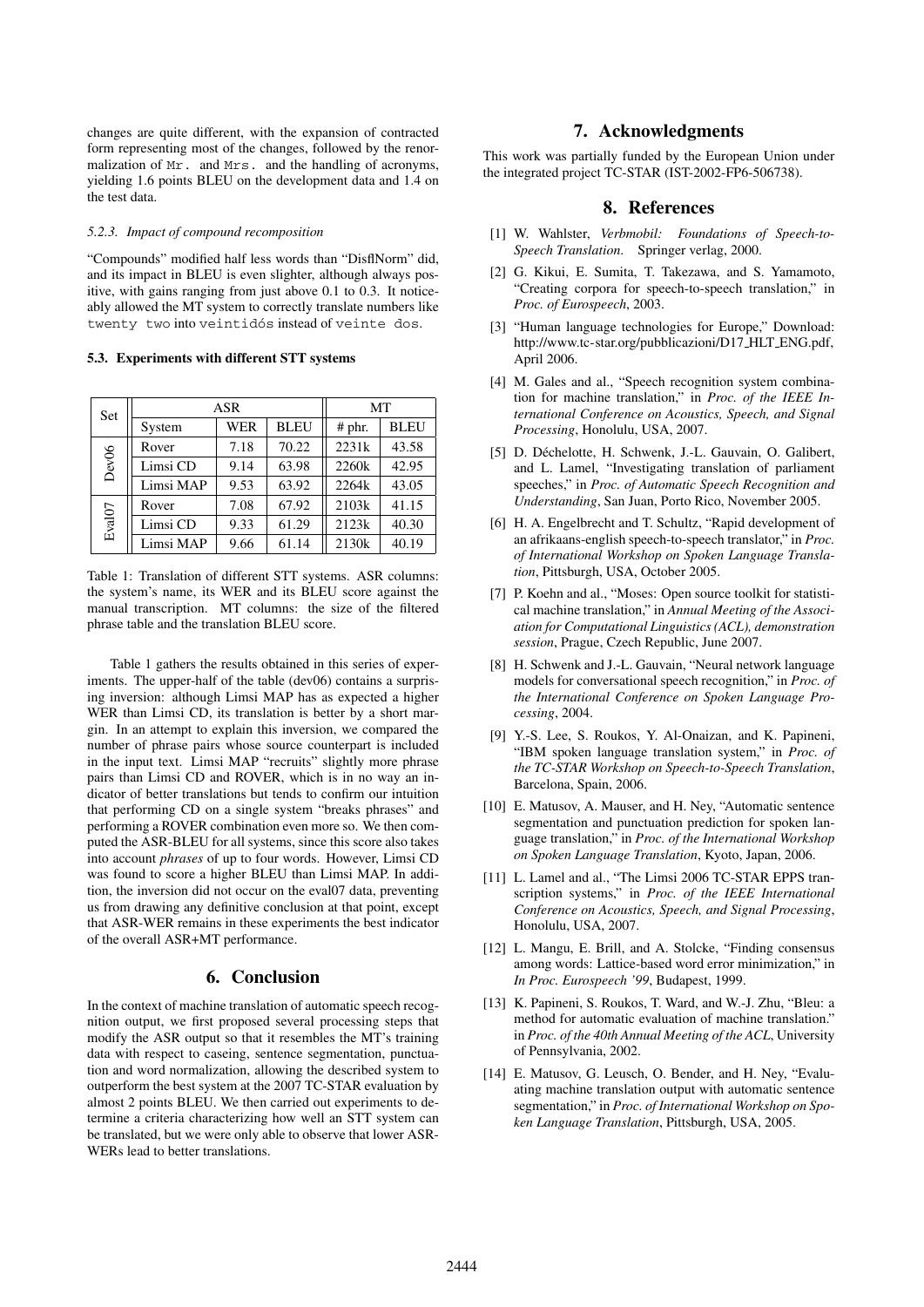changes are quite different, with the expansion of contracted form representing most of the changes, followed by the renormalization of `Mr.` and `Mrs.` and the handling of acronyms, yielding 1.6 points BLEU on the development data and 1.4 on the test data.

#### 5.2.3. Impact of compound recomposition

"Compounds" modified half less words than "DisflNorm" did, and its impact in BLEU is even slighter, although always positive, with gains ranging from just above 0.1 to 0.3. It noticeably allowed the MT system to correctly translate numbers like `twenty two` into `veintidós` instead of `veinte dos`.

### 5.3. Experiments with different STT systems

| Set | ASR | | | MT | |
|---|---|---|---|---|---|
| | System | WER | BLEU | # phr. | BLEU |
| Dev06 | Rover | 7.18 | 70.22 | 2231k | 43.58 |
| | Limsi CD | 9.14 | 63.98 | 2260k | 42.95 |
| | Limsi MAP | 9.53 | 63.92 | 2264k | 43.05 |
| Eval07 | Rover | 7.08 | 67.92 | 2103k | 41.15 |
| | Limsi CD | 9.33 | 61.29 | 2123k | 40.30 |
| | Limsi MAP | 9.66 | 61.14 | 2130k | 40.19 |

Table 1: Translation of different STT systems. ASR columns: the system's name, its WER and its BLEU score against the manual transcription. MT columns: the size of the filtered phrase table and the translation BLEU score.

Table 1 gathers the results obtained in this series of experiments. The upper-half of the table (dev06) contains a surprising inversion: although Limsi MAP has as expected a higher WER than Limsi CD, its translation is better by a short margin. In an attempt to explain this inversion, we compared the number of phrase pairs whose source counterpart is included in the input text. Limsi MAP "recruits" slightly more phrase pairs than Limsi CD and ROVER, which is in no way an indicator of better translations but tends to confirm our intuition that performing CD on a single system "breaks phrases" and performing a ROVER combination even more so. We then computed the ASR-BLEU for all systems, since this score also takes into account *phrases* of up to four words. However, Limsi CD was found to score a higher BLEU than Limsi MAP. In addition, the inversion did not occur on the eval07 data, preventing us from drawing any definitive conclusion at that point, except that ASR-WER remains in these experiments the best indicator of the overall ASR+MT performance.

## 6. Conclusion

In the context of machine translation of automatic speech recognition output, we first proposed several processing steps that modify the ASR output so that it resembles the MT's training data with respect to caseing, sentence segmentation, punctuation and word normalization, allowing the described system to outperform the best system at the 2007 TC-STAR evaluation by almost 2 points BLEU. We then carried out experiments to determine a criteria characterizing how well an STT system can be translated, but we were only able to observe that lower ASR-WERs lead to better translations.

## 7. Acknowledgments

This work was partially funded by the European Union under the integrated project TC-STAR (IST-2002-FP6-506738).

## 8. References

[1] W. Wahlster, *Verbmobil: Foundations of Speech-to-Speech Translation*. Springer verlag, 2000.

[2] G. Kikui, E. Sumita, T. Takezawa, and S. Yamamoto, "Creating corpora for speech-to-speech translation," in *Proc. of Eurospeech*, 2003.

[3] "Human language technologies for Europe," Download: http://www.tc-star.org/pubblicazioni/D17_HLT_ENG.pdf, April 2006.

[4] M. Gales and al., "Speech recognition system combination for machine translation," in *Proc. of the IEEE International Conference on Acoustics, Speech, and Signal Processing*, Honolulu, USA, 2007.

[5] D. Déchelotte, H. Schwenk, J.-L. Gauvain, O. Galibert, and L. Lamel, "Investigating translation of parliament speeches," in *Proc. of Automatic Speech Recognition and Understanding*, San Juan, Porto Rico, November 2005.

[6] H. A. Engelbrecht and T. Schultz, "Rapid development of an afrikaans-english speech-to-speech translator," in *Proc. of International Workshop on Spoken Language Translation*, Pittsburgh, USA, October 2005.

[7] P. Koehn and al., "Moses: Open source toolkit for statistical machine translation," in *Annual Meeting of the Association for Computational Linguistics (ACL), demonstration session*, Prague, Czech Republic, June 2007.

[8] H. Schwenk and J.-L. Gauvain, "Neural network language models for conversational speech recognition," in *Proc. of the International Conference on Spoken Language Processing*, 2004.

[9] Y.-S. Lee, S. Roukos, Y. Al-Onaizan, and K. Papineni, "IBM spoken language translation system," in *Proc. of the TC-STAR Workshop on Speech-to-Speech Translation*, Barcelona, Spain, 2006.

[10] E. Matusov, A. Mauser, and H. Ney, "Automatic sentence segmentation and punctuation prediction for spoken language translation," in *Proc. of the International Workshop on Spoken Language Translation*, Kyoto, Japan, 2006.

[11] L. Lamel and al., "The Limsi 2006 TC-STAR EPPS transcription systems," in *Proc. of the IEEE International Conference on Acoustics, Speech, and Signal Processing*, Honolulu, USA, 2007.

[12] L. Mangu, E. Brill, and A. Stolcke, "Finding consensus among words: Lattice-based word error minimization," in *In Proc. Eurospeech '99*, Budapest, 1999.

[13] K. Papineni, S. Roukos, T. Ward, and W.-J. Zhu, "Bleu: a method for automatic evaluation of machine translation." in *Proc. of the 40th Annual Meeting of the ACL*, University of Pennsylvania, 2002.

[14] E. Matusov, G. Leusch, O. Bender, and H. Ney, "Evaluating machine translation output with automatic sentence segmentation," in *Proc. of International Workshop on Spoken Language Translation*, Pittsburgh, USA, 2005.